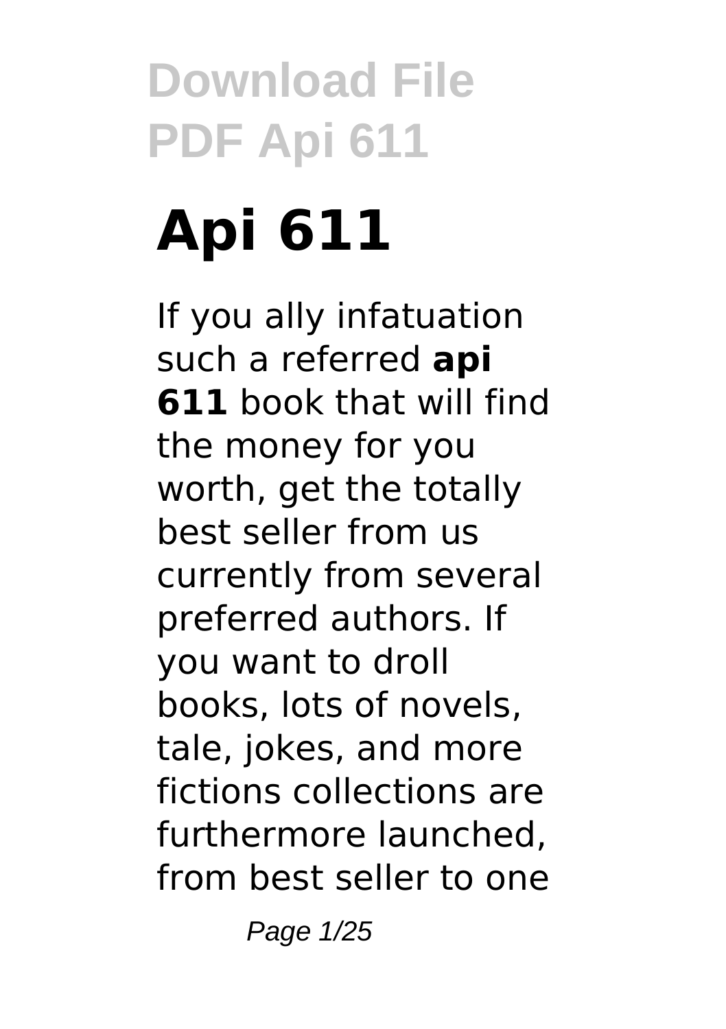# Api 611

If you ally infatuation such a referred **api 611** book that will find the money for you worth, get the totally best seller from us currently from several preferred authors. If you want to droll books, lots of novels, tale, jokes, and more fictions collections are furthermore launched, from best seller to one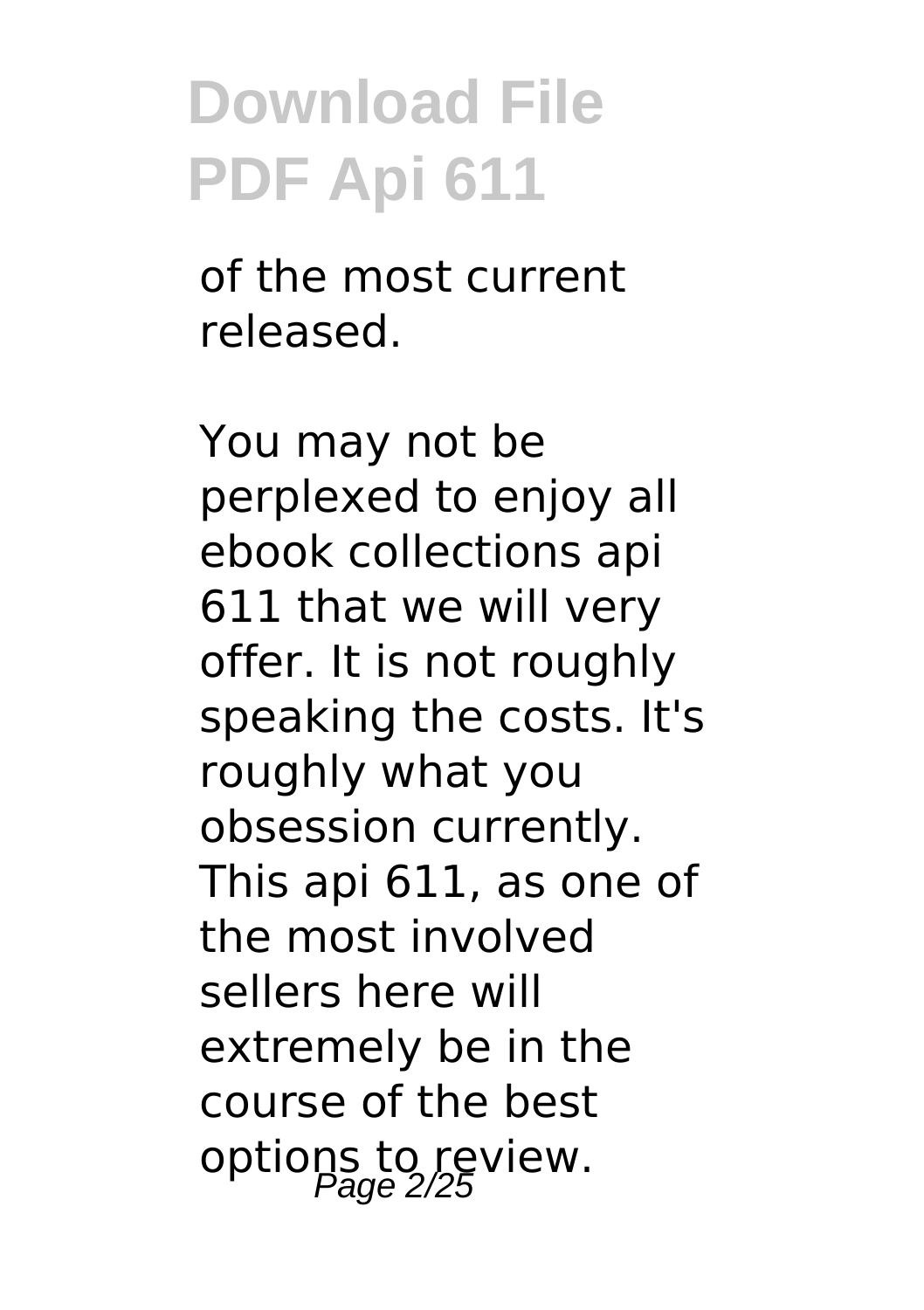of the most current released.

You may not be perplexed to enjoy all ebook collections api 611 that we will very offer. It is not roughly speaking the costs. It's roughly what you obsession currently. This api 611, as one of the most involved sellers here will extremely be in the course of the best options to review.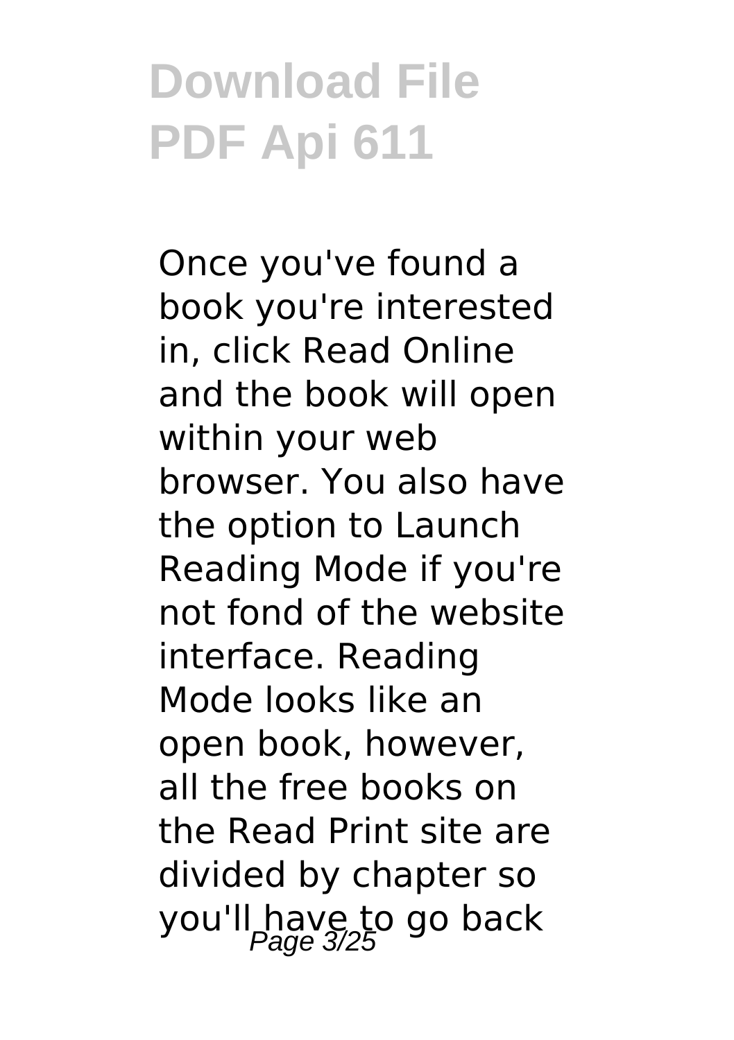# Download File PDF Api 611

Once you've found a book you're interested in, click Read Online and the book will open within your web browser. You also have the option to Launch Reading Mode if you're not fond of the website interface. Reading Mode looks like an open book, however, all the free books on the Read Print site are divided by chapter so you'll have to go back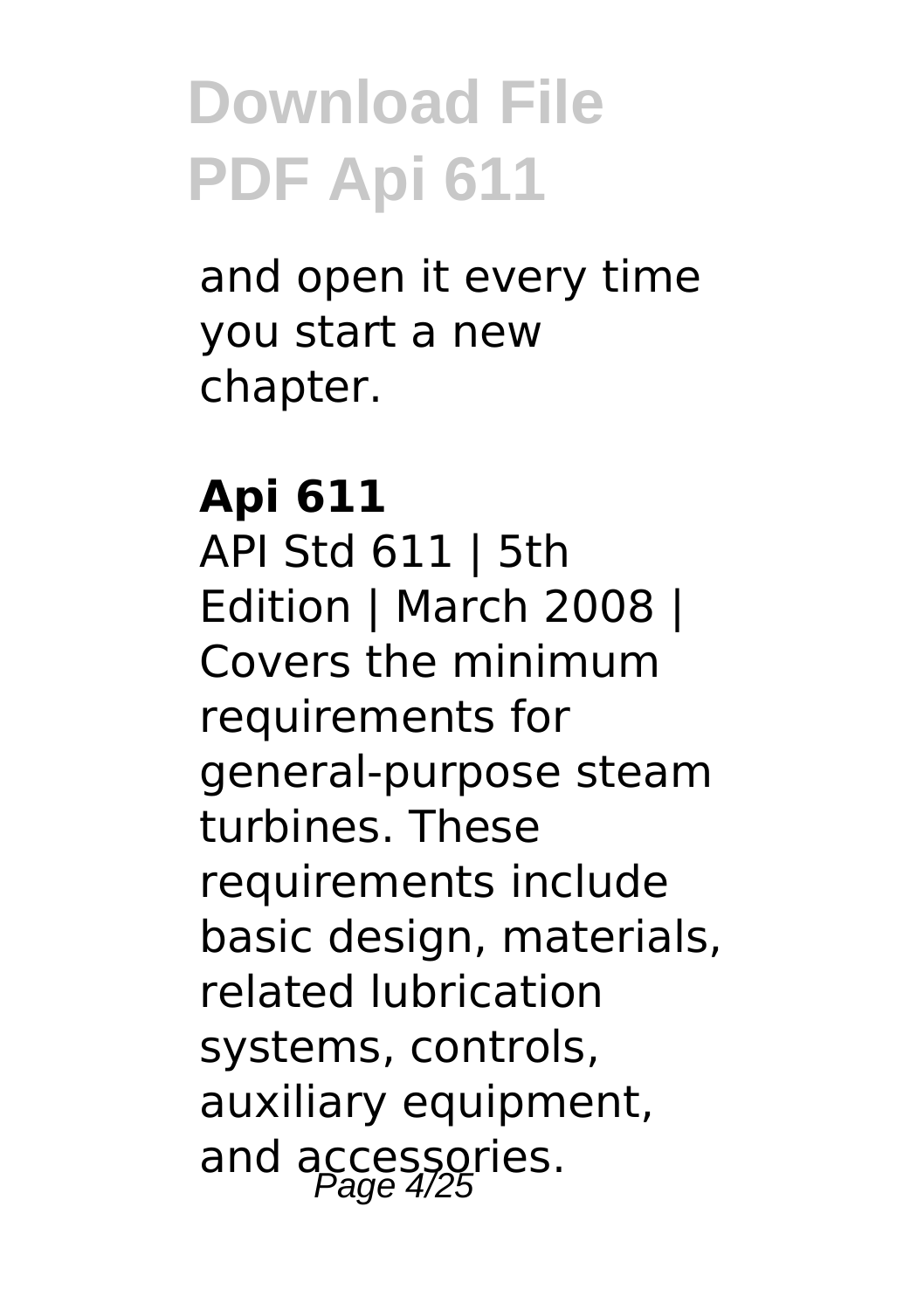and open it every time you start a new chapter.

**Api 611**

API Std 611 | 5th Edition | March 2008 | Covers the minimum requirements for general-purpose steam turbines. These requirements include basic design, materials, related lubrication systems, controls, auxiliary equipment, and accessories.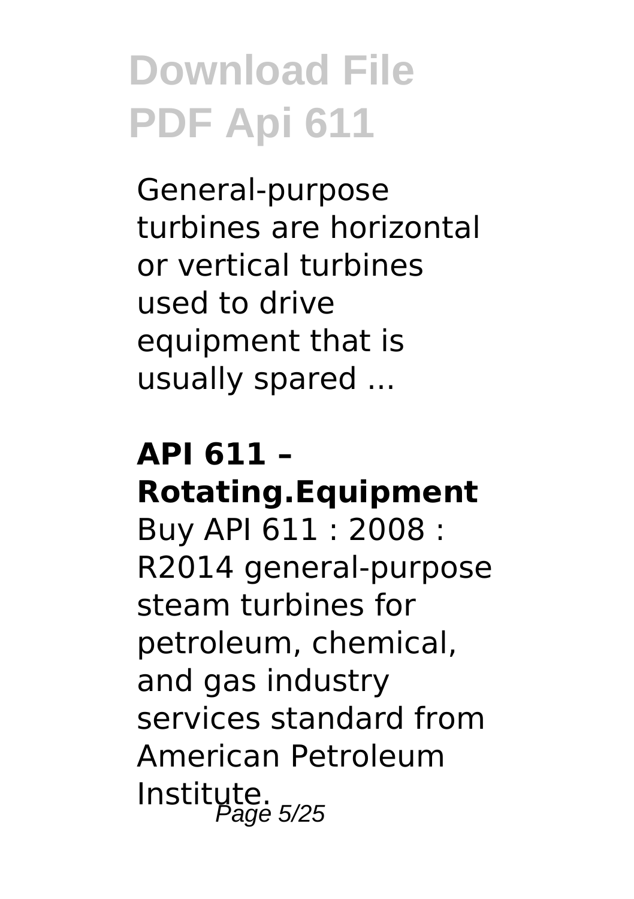# Download File PDF Api 611

General-purpose turbines are horizontal or vertical turbines used to drive equipment that is usually spared ...

**API 611 – Rotating.Equipment**

Buy API 611 : 2008 : R2014 general-purpose steam turbines for petroleum, chemical, and gas industry services standard from American Petroleum Institute.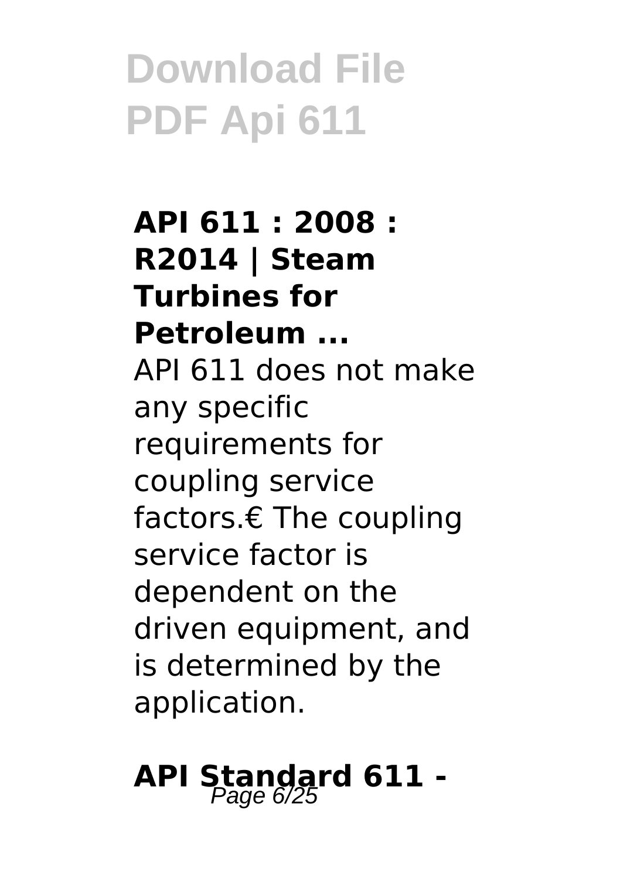**API 611 : 2008 : R2014 | Steam Turbines for Petroleum ...**

API 611 does not make any specific requirements for coupling service factors.€ The coupling service factor is dependent on the driven equipment, and is determined by the application.

**API Standard 611 -**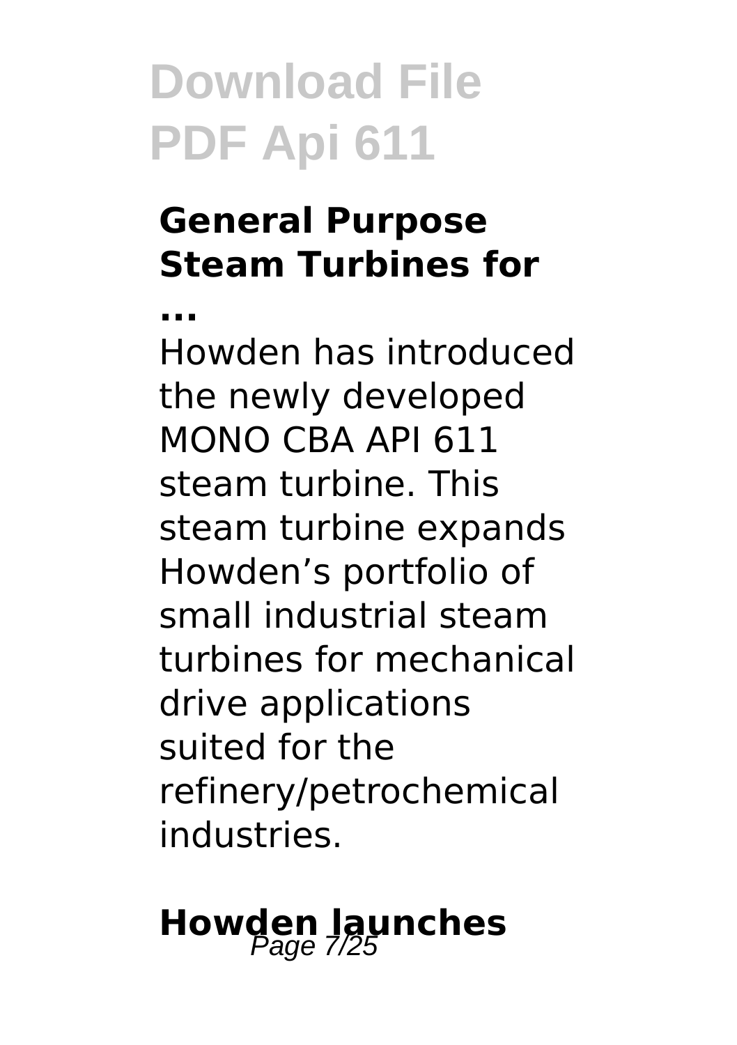## General Purpose Steam Turbines for ...

Howden has introduced the newly developed MONO CBA API 611 steam turbine. This steam turbine expands Howden's portfolio of small industrial steam turbines for mechanical drive applications suited for the refinery/petrochemical industries.

## Howden launches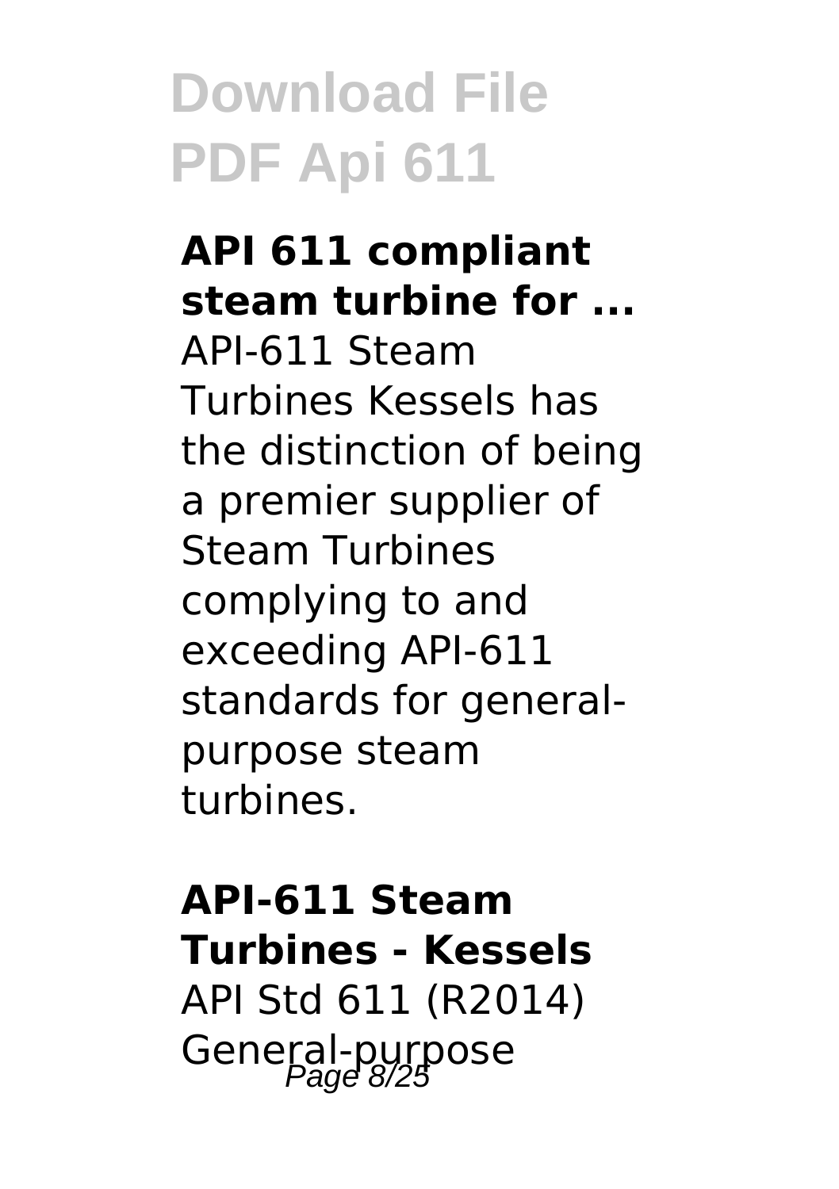### API 611 compliant steam turbine for ...

API-611 Steam Turbines Kessels has the distinction of being a premier supplier of Steam Turbines complying to and exceeding API-611 standards for general-purpose steam turbines.

### API-611 Steam Turbines - Kessels

API Std 611 (R2014) General-purpose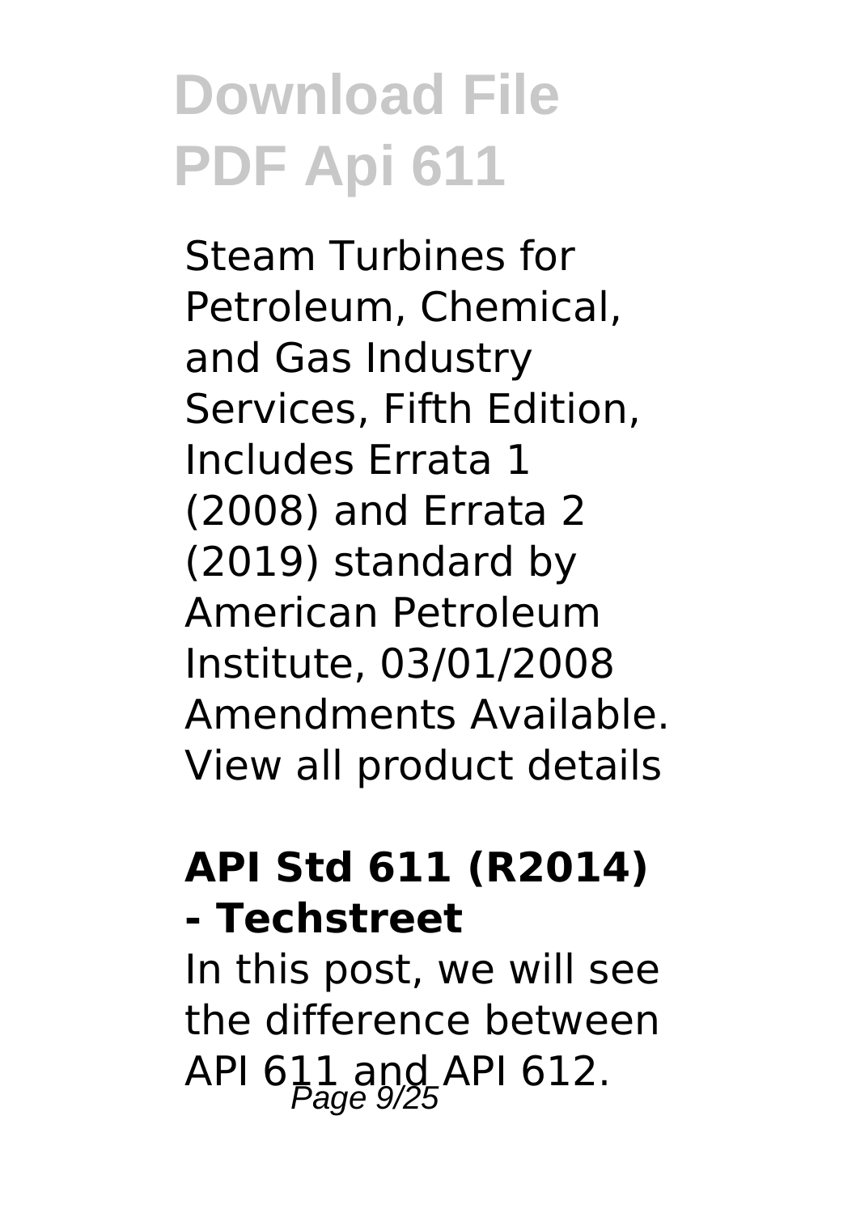Steam Turbines for Petroleum, Chemical, and Gas Industry Services, Fifth Edition, Includes Errata 1 (2008) and Errata 2 (2019) standard by American Petroleum Institute, 03/01/2008 Amendments Available. View all product details

## API Std 611 (R2014) - Techstreet

In this post, we will see the difference between API 611 and API 612.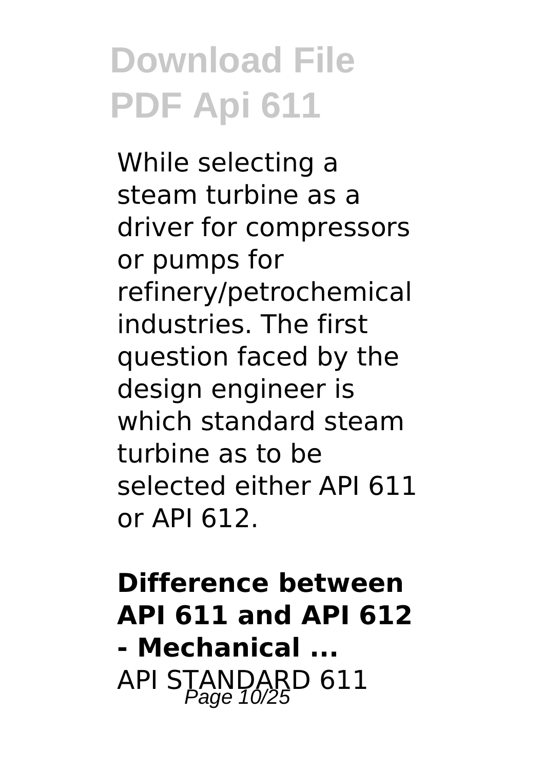# Download File PDF Api 611

While selecting a steam turbine as a driver for compressors or pumps for refinery/petrochemical industries. The first question faced by the design engineer is which standard steam turbine as to be selected either API 611 or API 612.

**Difference between API 611 and API 612 - Mechanical ...**

API STANDARD 611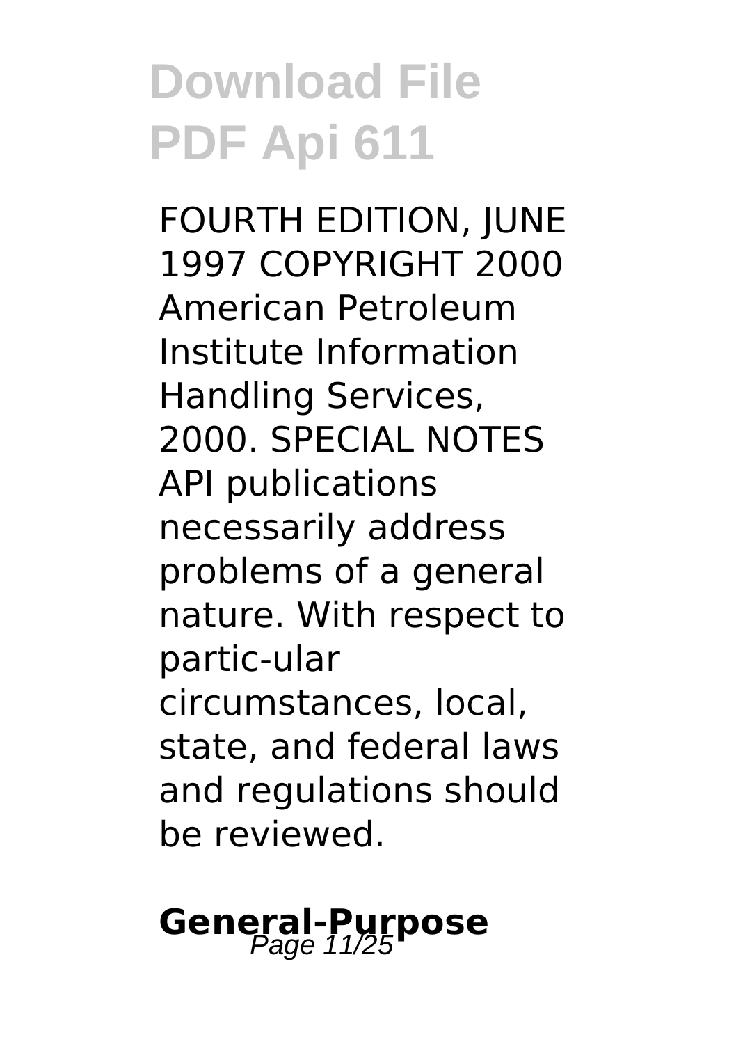# Download File PDF Api 611

FOURTH EDITION, JUNE 1997 COPYRIGHT 2000 American Petroleum Institute Information Handling Services, 2000. SPECIAL NOTES API publications necessarily address problems of a general nature. With respect to partic-ular circumstances, local, state, and federal laws and regulations should be reviewed.

## General-Purpose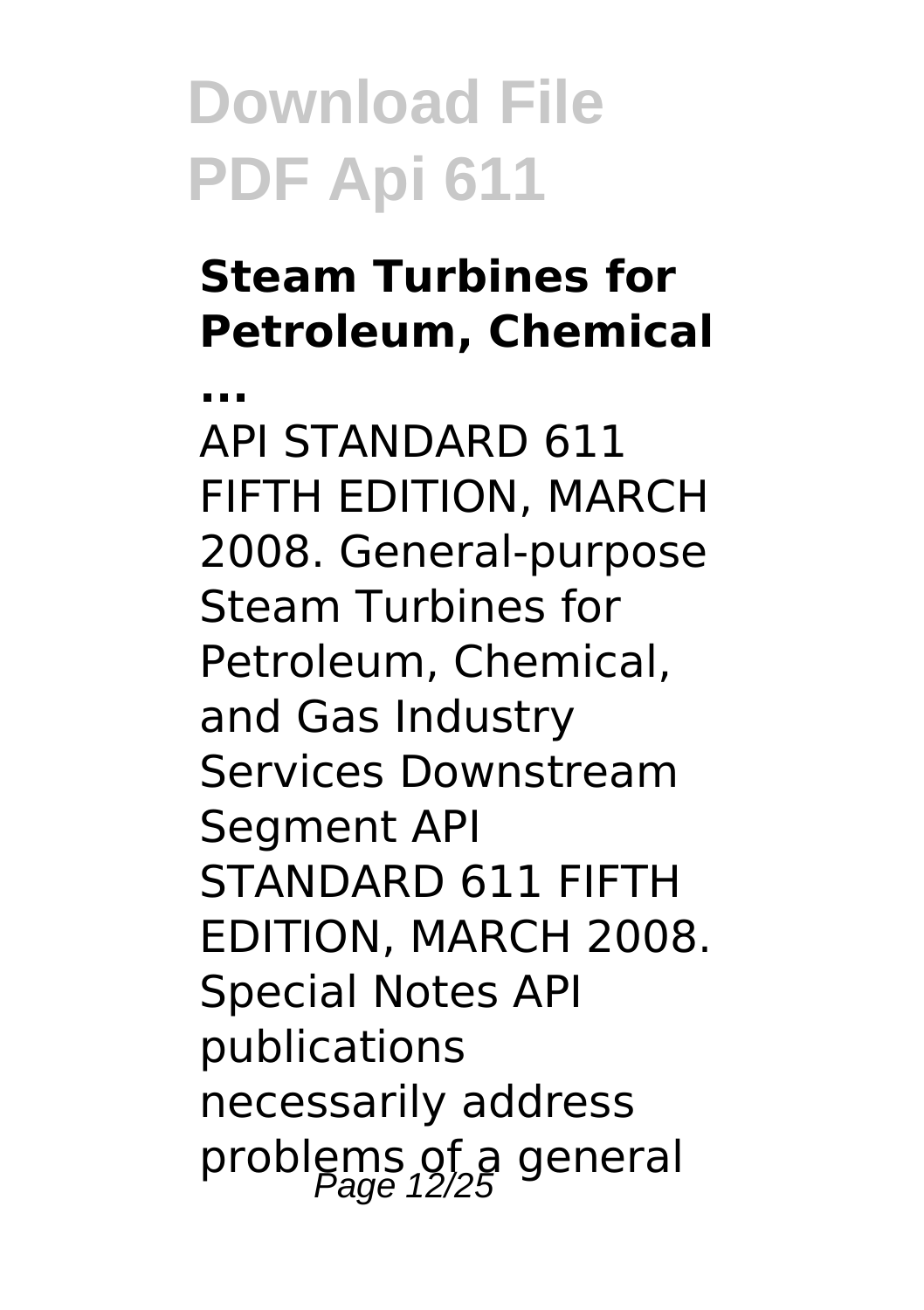### Steam Turbines for Petroleum, Chemical ...

API STANDARD 611 FIFTH EDITION, MARCH 2008. General-purpose Steam Turbines for Petroleum, Chemical, and Gas Industry Services Downstream Segment API STANDARD 611 FIFTH EDITION, MARCH 2008. Special Notes API publications necessarily address problems of a general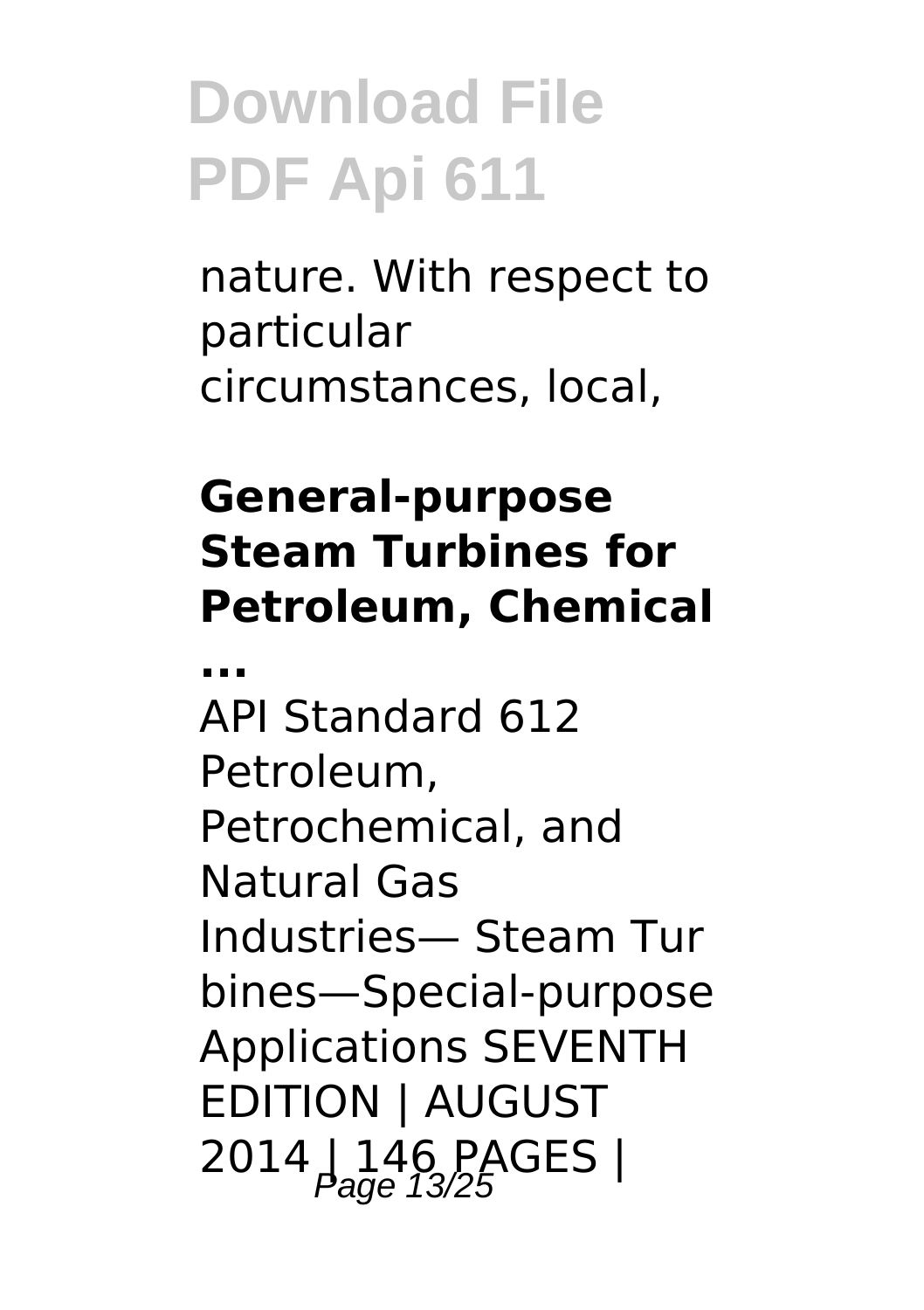nature. With respect to particular circumstances, local,

**General-purpose Steam Turbines for Petroleum, Chemical ...**

API Standard 612 Petroleum, Petrochemical, and Natural Gas Industries— Steam Tur bines—Special-purpose Applications SEVENTH EDITION | AUGUST 2014 | 146 PAGES |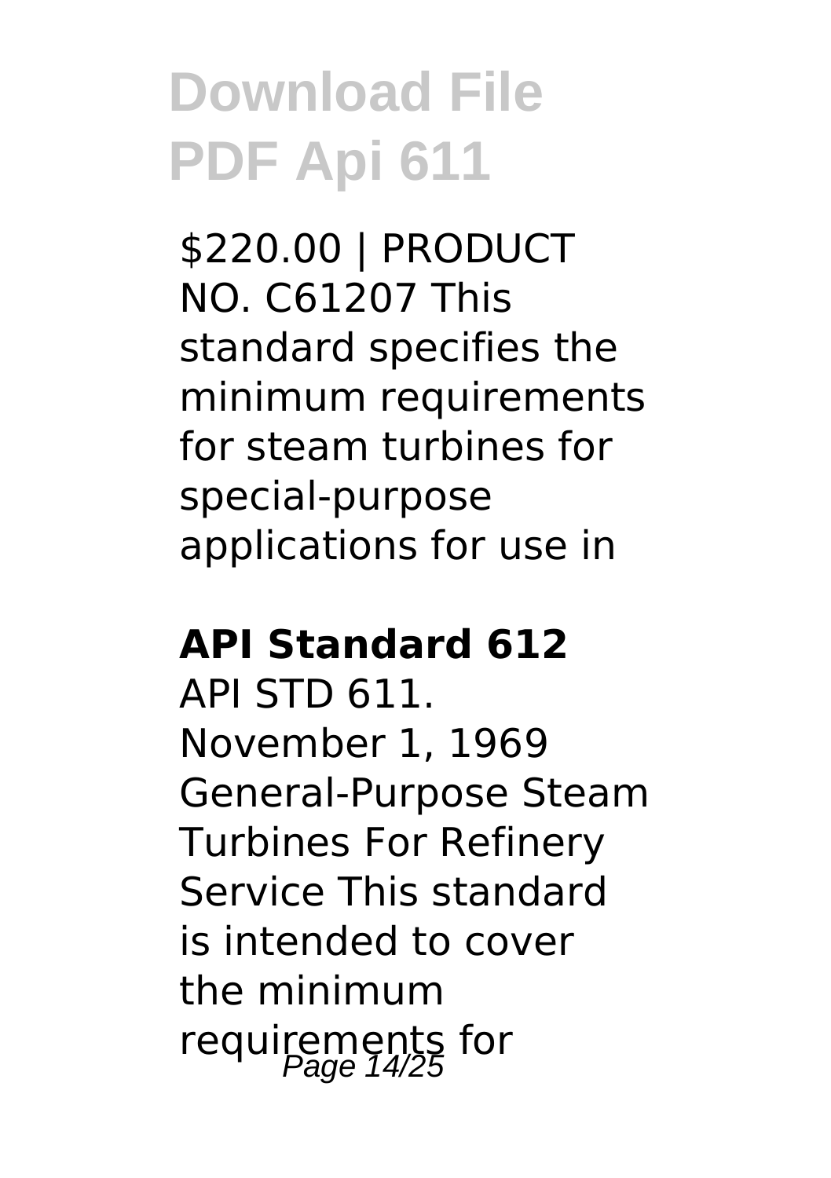# Download File PDF Api 611

$220.00 | PRODUCT NO. C61207 This standard specifies the minimum requirements for steam turbines for special-purpose applications for use in

**API Standard 612**

API STD 611. November 1, 1969 General-Purpose Steam Turbines For Refinery Service This standard is intended to cover the minimum requirements for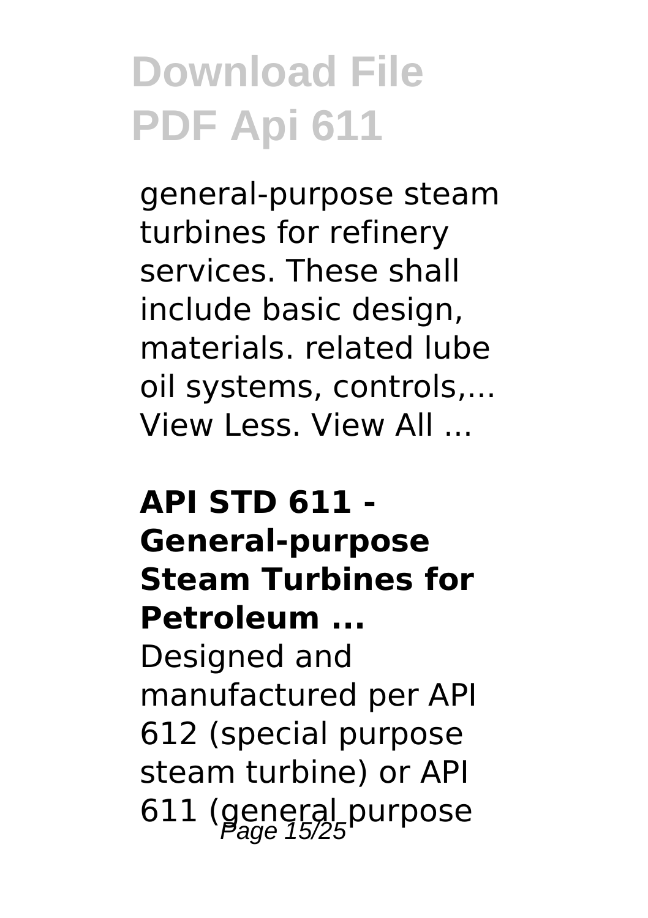general-purpose steam turbines for refinery services. These shall include basic design, materials. related lube oil systems, controls,... View Less. View All ...

**API STD 611 - General-purpose Steam Turbines for Petroleum ...**

Designed and manufactured per API 612 (special purpose steam turbine) or API 611 (general purpose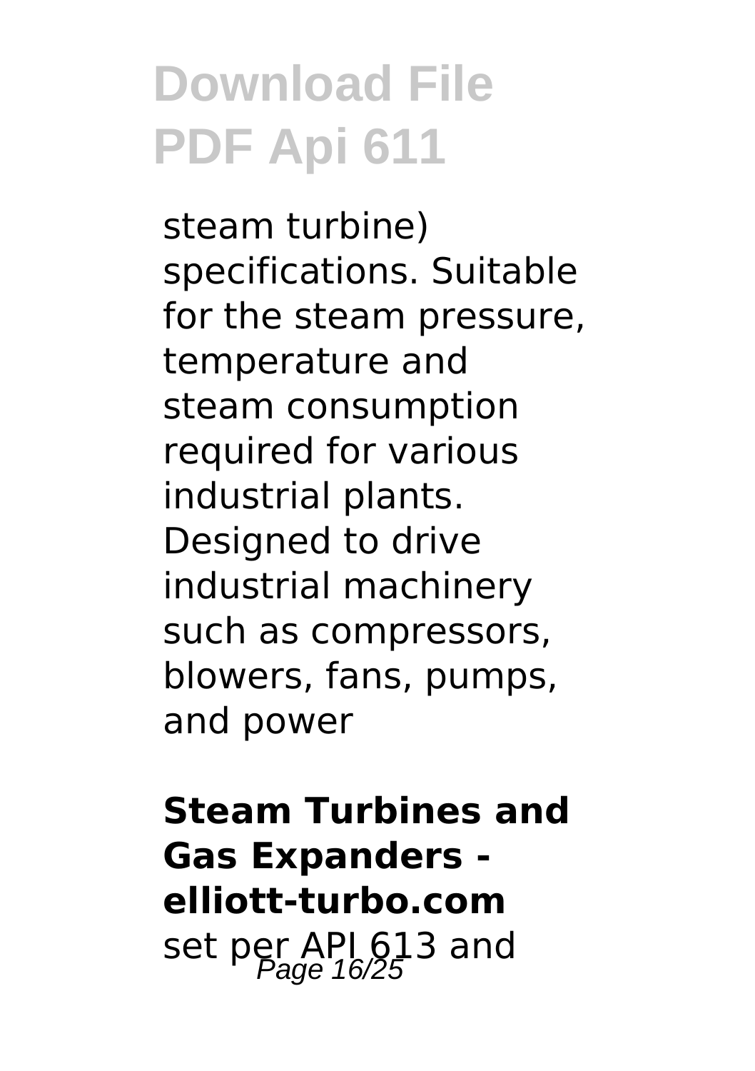steam turbine) specifications. Suitable for the steam pressure, temperature and steam consumption required for various industrial plants. Designed to drive industrial machinery such as compressors, blowers, fans, pumps, and power

**Steam Turbines and Gas Expanders - elliott-turbo.com**

set per API 613 and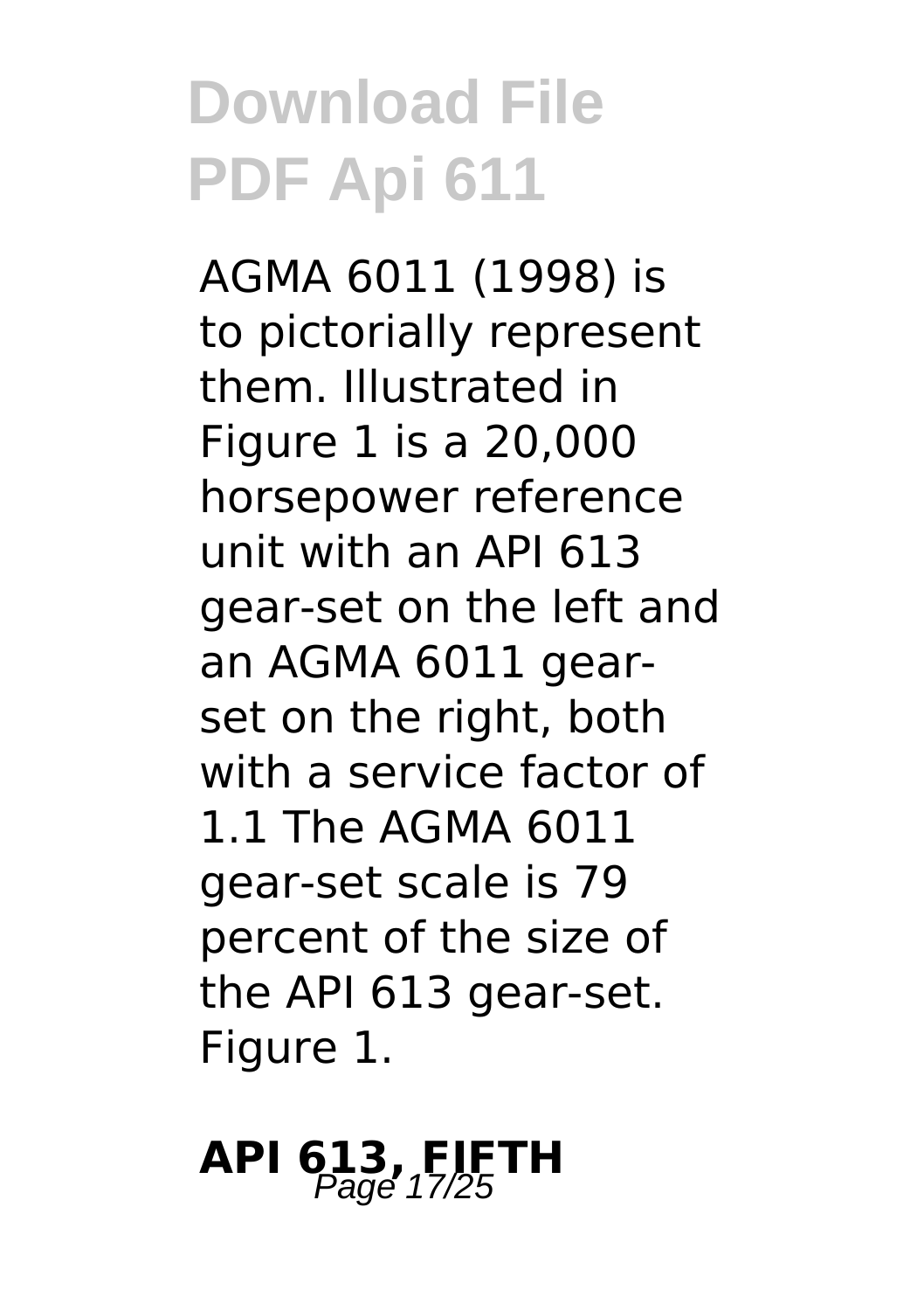AGMA 6011 (1998) is to pictorially represent them. Illustrated in Figure 1 is a 20,000 horsepower reference unit with an API 613 gear-set on the left and an AGMA 6011 gear-set on the right, both with a service factor of 1.1 The AGMA 6011 gear-set scale is 79 percent of the size of the API 613 gear-set. Figure 1.

## API 613, FIFTH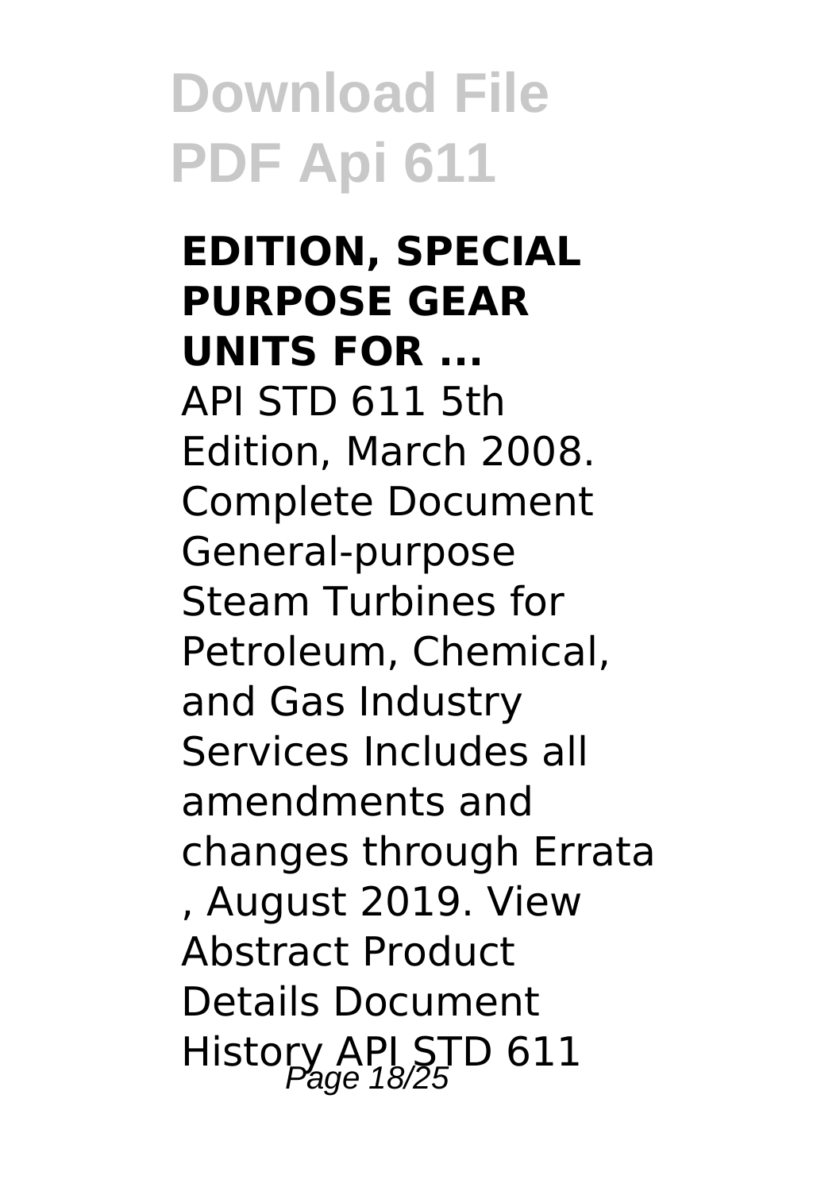**EDITION, SPECIAL PURPOSE GEAR UNITS FOR ...**

API STD 611 5th Edition, March 2008. Complete Document General-purpose Steam Turbines for Petroleum, Chemical, and Gas Industry Services Includes all amendments and changes through Errata , August 2019. View Abstract Product Details Document History API STD 611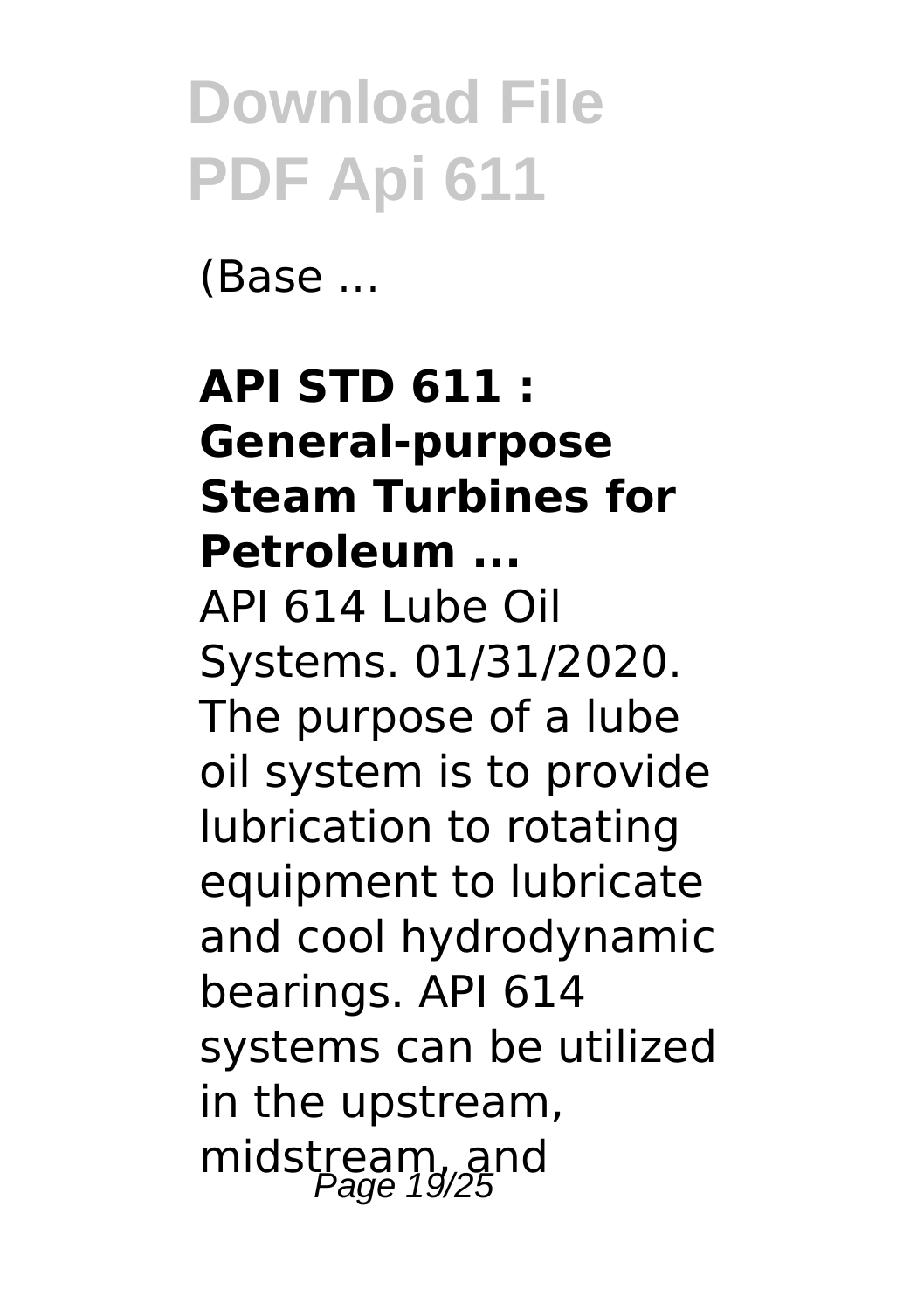(Base ...

**API STD 611 : General-purpose Steam Turbines for Petroleum ...**

API 614 Lube Oil Systems. 01/31/2020. The purpose of a lube oil system is to provide lubrication to rotating equipment to lubricate and cool hydrodynamic bearings. API 614 systems can be utilized in the upstream, midstream, and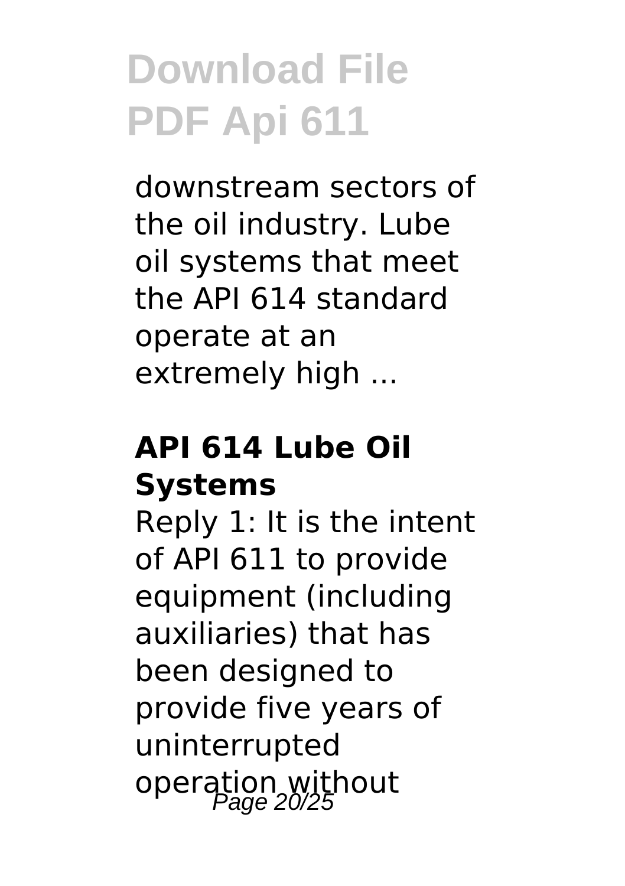downstream sectors of the oil industry. Lube oil systems that meet the API 614 standard operate at an extremely high ...

### API 614 Lube Oil Systems

Reply 1: It is the intent of API 611 to provide equipment (including auxiliaries) that has been designed to provide five years of uninterrupted operation without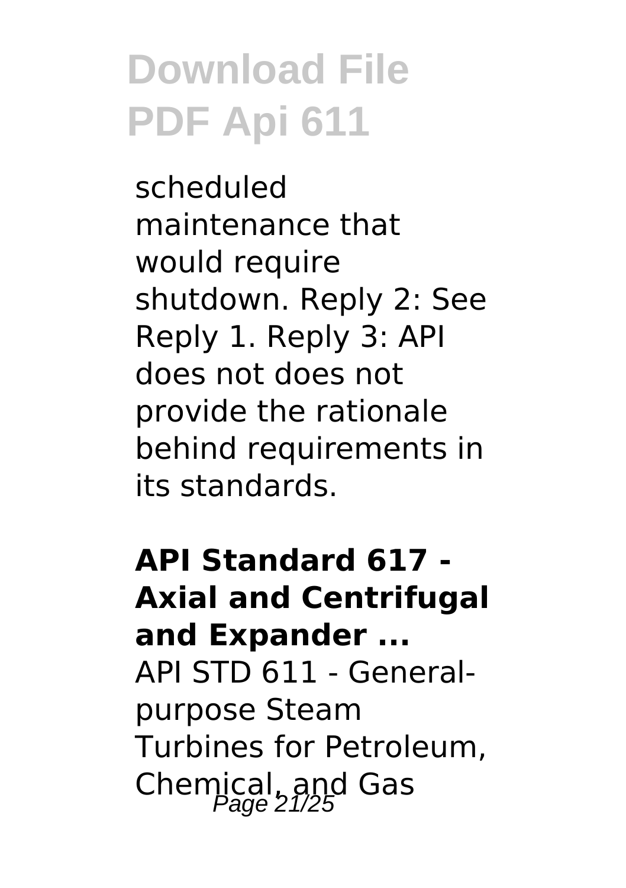scheduled maintenance that would require shutdown. Reply 2: See Reply 1. Reply 3: API does not does not provide the rationale behind requirements in its standards.

**API Standard 617 - Axial and Centrifugal and Expander ...**

API STD 611 - General-purpose Steam Turbines for Petroleum, Chemical, and Gas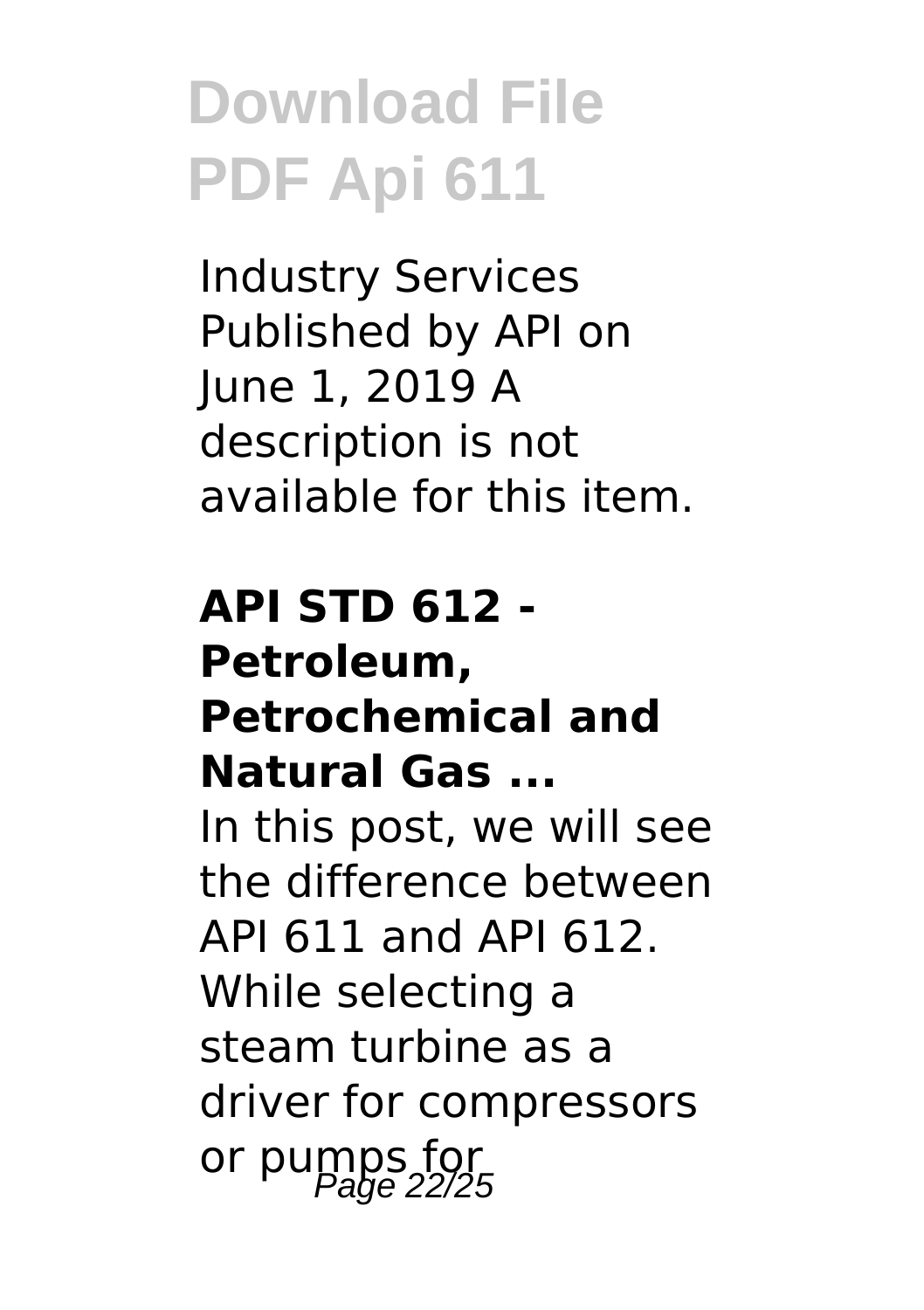Industry Services Published by API on June 1, 2019 A description is not available for this item.

## API STD 612 - Petroleum, Petrochemical and Natural Gas ...

In this post, we will see the difference between API 611 and API 612. While selecting a steam turbine as a driver for compressors or pumps for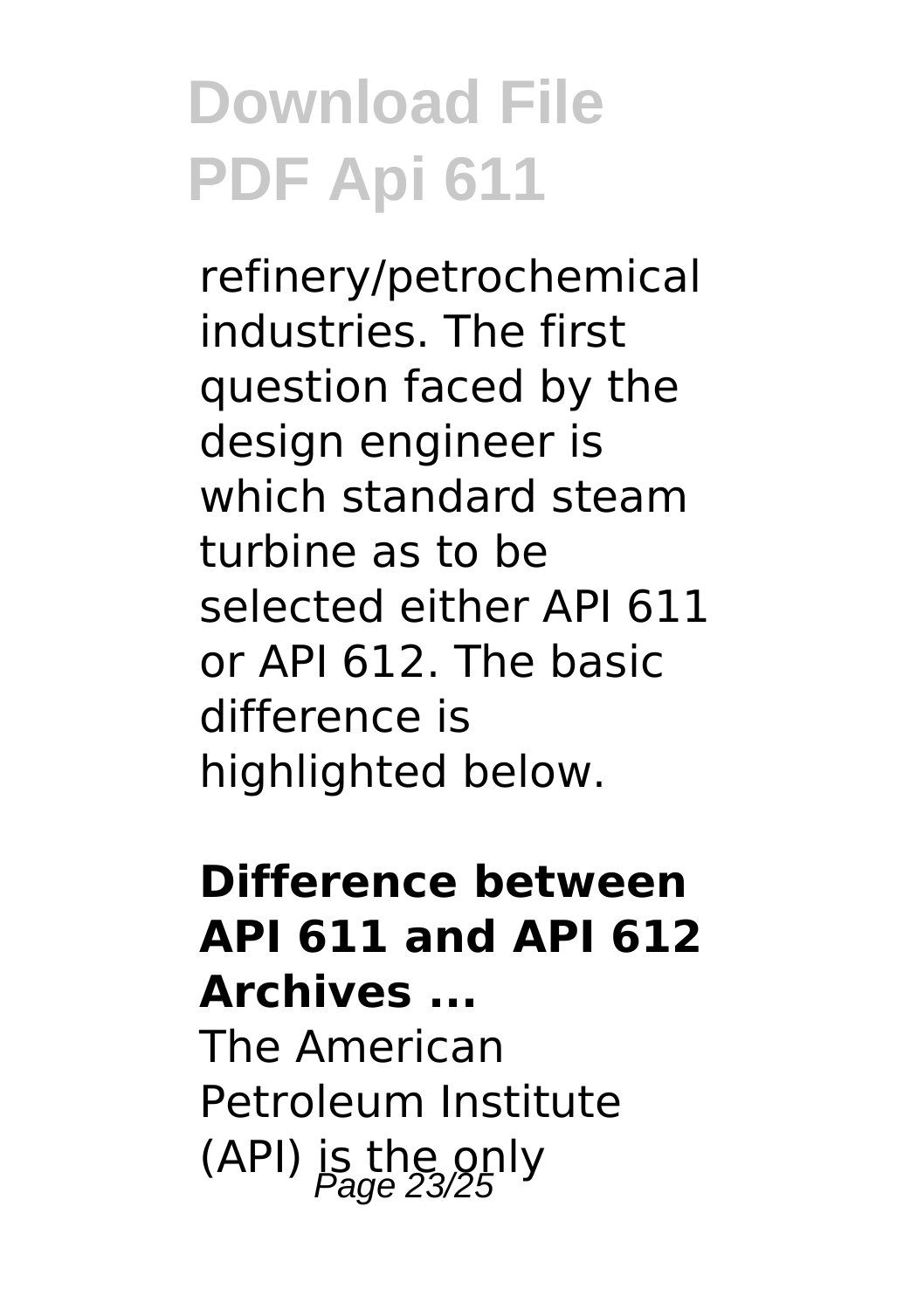refinery/petrochemical industries. The first question faced by the design engineer is which standard steam turbine as to be selected either API 611 or API 612. The basic difference is highlighted below.

**Difference between API 611 and API 612 Archives ...**

The American Petroleum Institute (API) is the only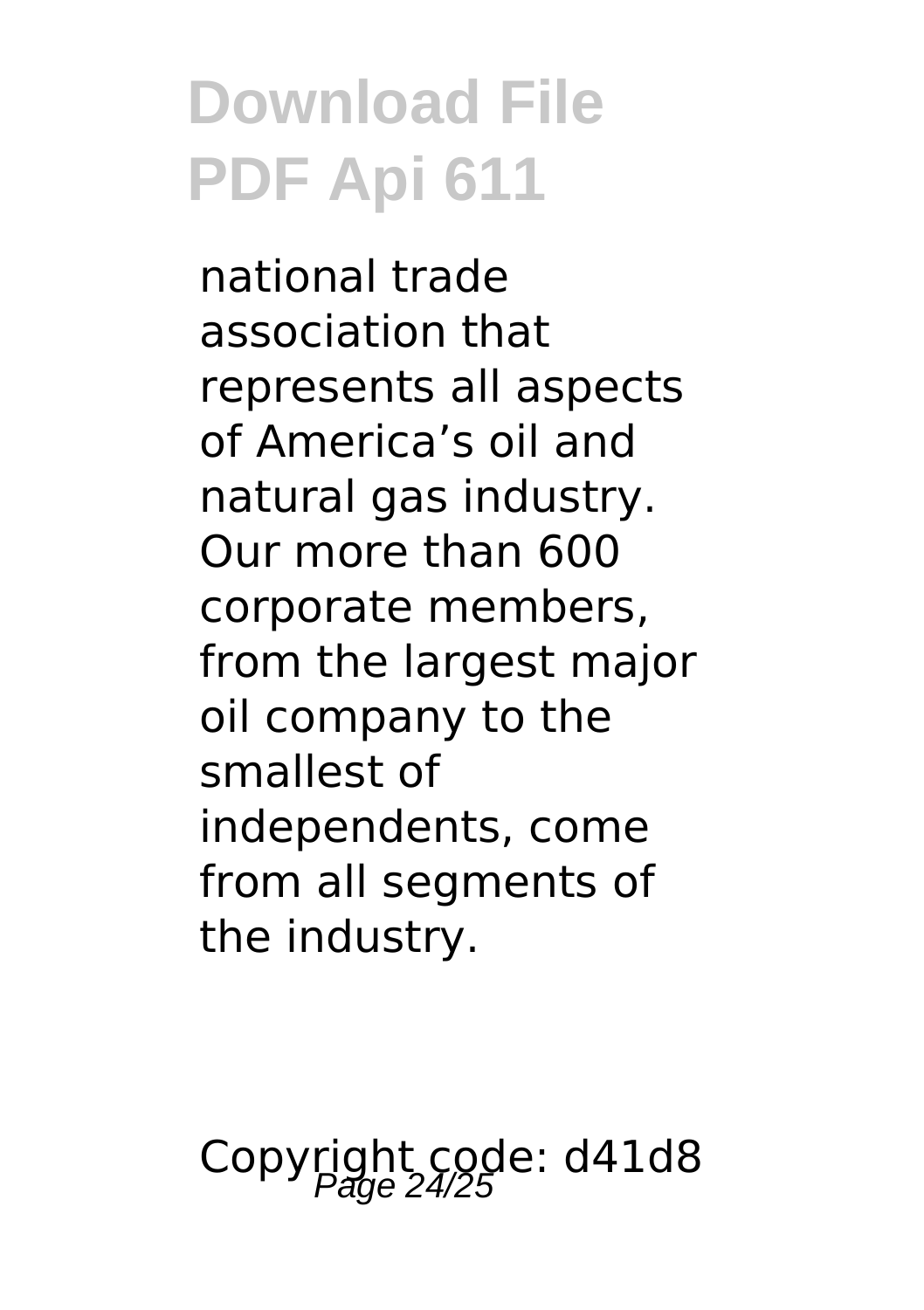national trade association that represents all aspects of America's oil and natural gas industry. Our more than 600 corporate members, from the largest major oil company to the smallest of independents, come from all segments of the industry.

Copyright code: d41d8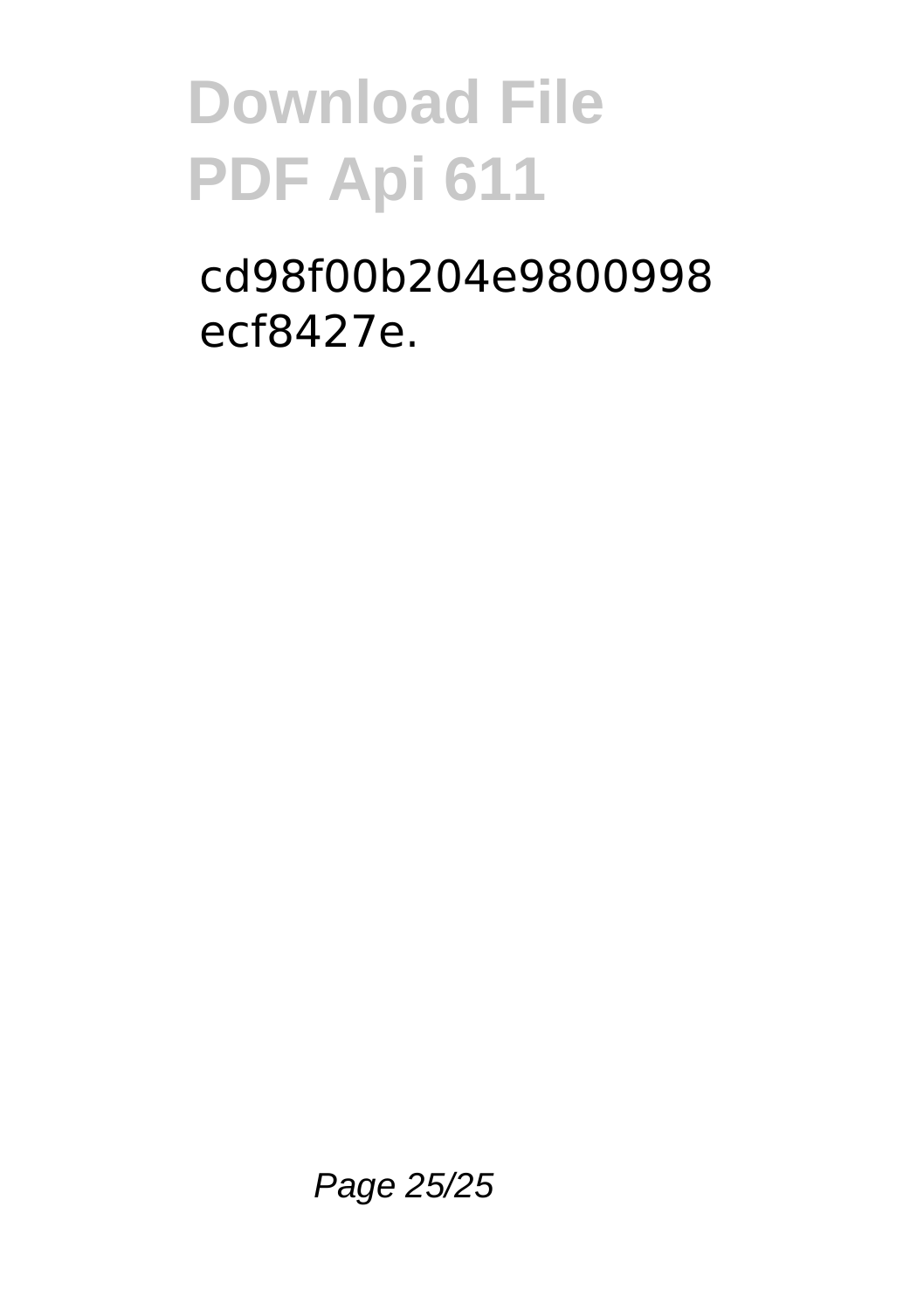cd98f00b204e9800998ecf8427e.